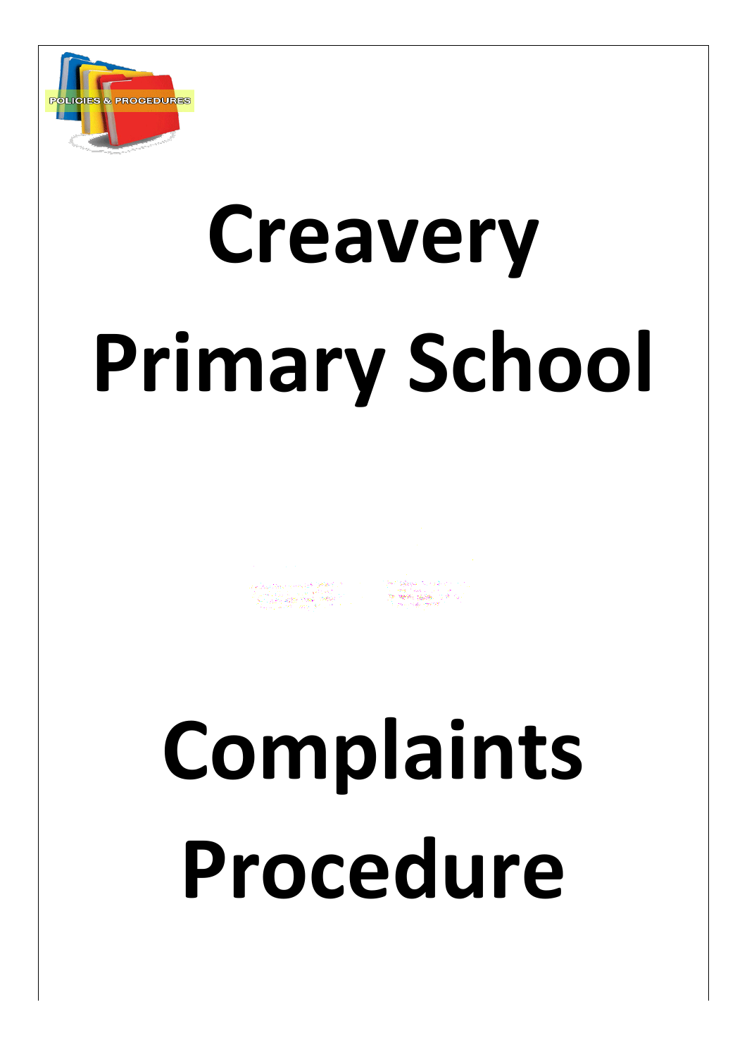# Creavery Primary School

# Complaints Procedure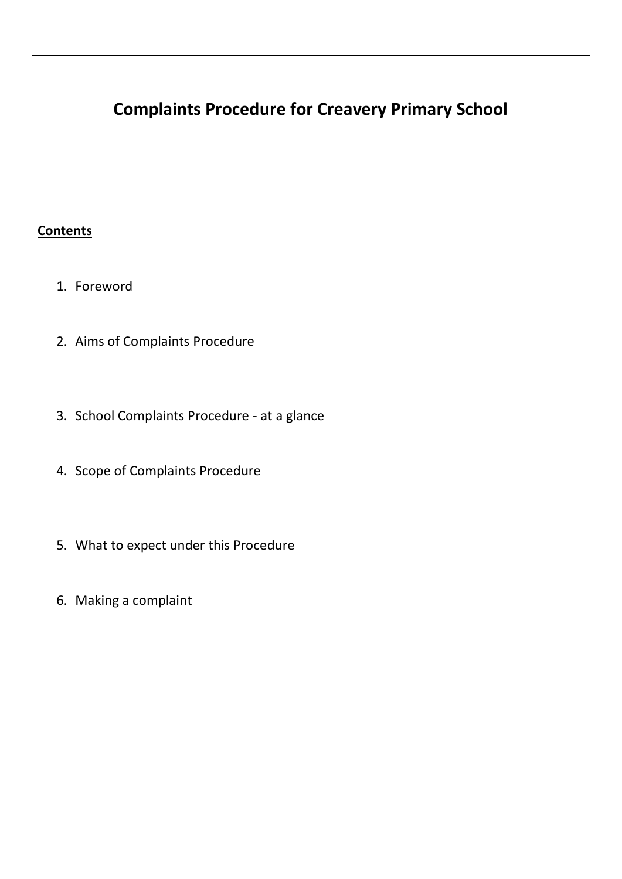# Complaints Procedure for Creavery Primary School

**Contents**

1. Foreword
2. Aims of Complaints Procedure
3. School Complaints Procedure - at a glance
4. Scope of Complaints Procedure
5. What to expect under this Procedure
6. Making a complaint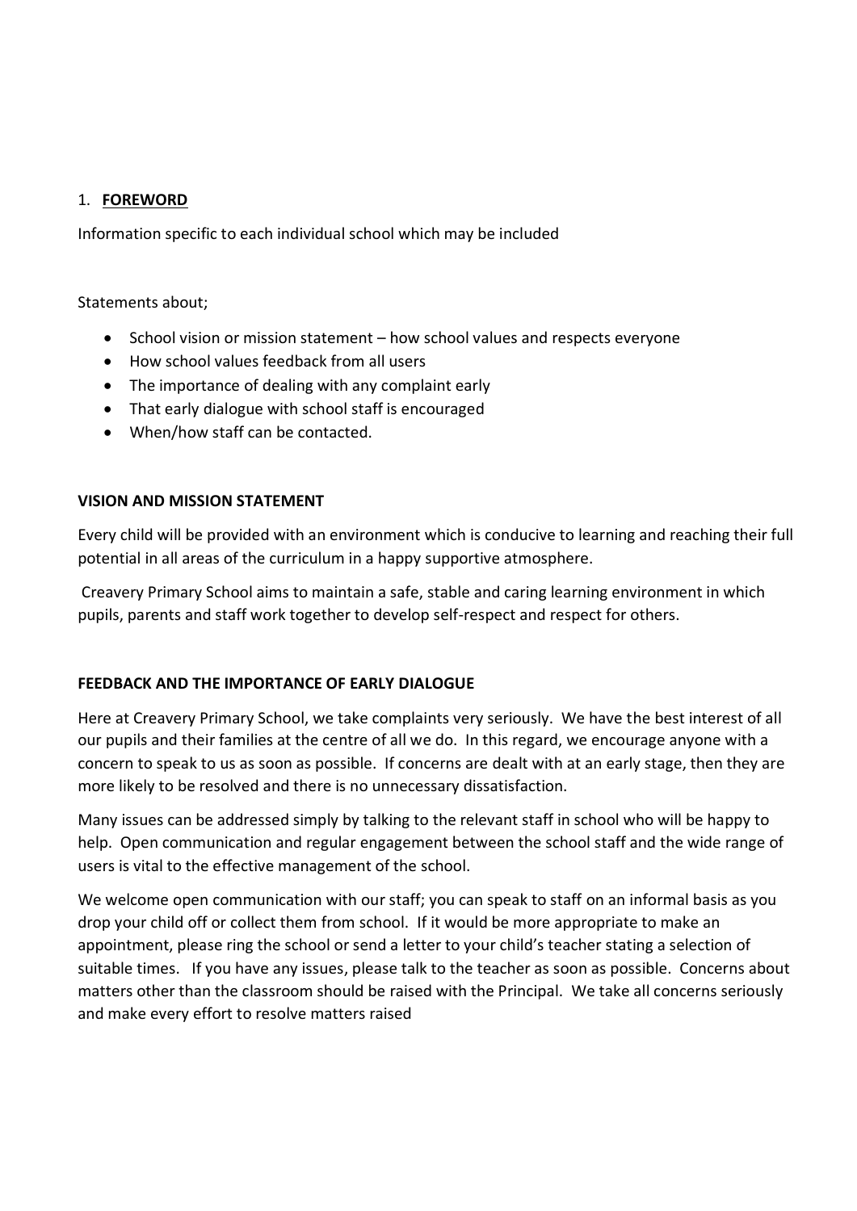## 1. **<u>FOREWORD</u>**

Information specific to each individual school which may be included

Statements about;

- School vision or mission statement – how school values and respects everyone
- How school values feedback from all users
- The importance of dealing with any complaint early
- That early dialogue with school staff is encouraged
- When/how staff can be contacted.

**VISION AND MISSION STATEMENT**

Every child will be provided with an environment which is conducive to learning and reaching their full potential in all areas of the curriculum in a happy supportive atmosphere.

Creavery Primary School aims to maintain a safe, stable and caring learning environment in which pupils, parents and staff work together to develop self-respect and respect for others.

**FEEDBACK AND THE IMPORTANCE OF EARLY DIALOGUE**

Here at Creavery Primary School, we take complaints very seriously. We have the best interest of all our pupils and their families at the centre of all we do. In this regard, we encourage anyone with a concern to speak to us as soon as possible. If concerns are dealt with at an early stage, then they are more likely to be resolved and there is no unnecessary dissatisfaction.

Many issues can be addressed simply by talking to the relevant staff in school who will be happy to help. Open communication and regular engagement between the school staff and the wide range of users is vital to the effective management of the school.

We welcome open communication with our staff; you can speak to staff on an informal basis as you drop your child off or collect them from school. If it would be more appropriate to make an appointment, please ring the school or send a letter to your child's teacher stating a selection of suitable times. If you have any issues, please talk to the teacher as soon as possible. Concerns about matters other than the classroom should be raised with the Principal. We take all concerns seriously and make every effort to resolve matters raised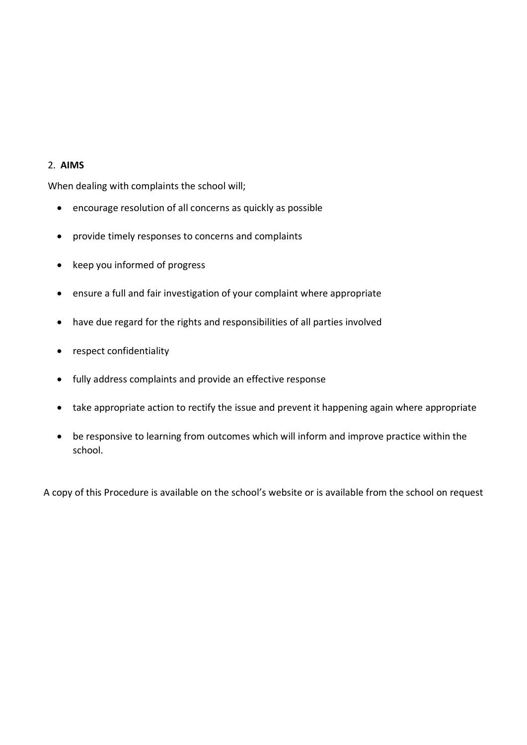## 2. **AIMS**

When dealing with complaints the school will;

- encourage resolution of all concerns as quickly as possible
- provide timely responses to concerns and complaints
- keep you informed of progress
- ensure a full and fair investigation of your complaint where appropriate
- have due regard for the rights and responsibilities of all parties involved
- respect confidentiality
- fully address complaints and provide an effective response
- take appropriate action to rectify the issue and prevent it happening again where appropriate
- be responsive to learning from outcomes which will inform and improve practice within the school.

A copy of this Procedure is available on the school's website or is available from the school on request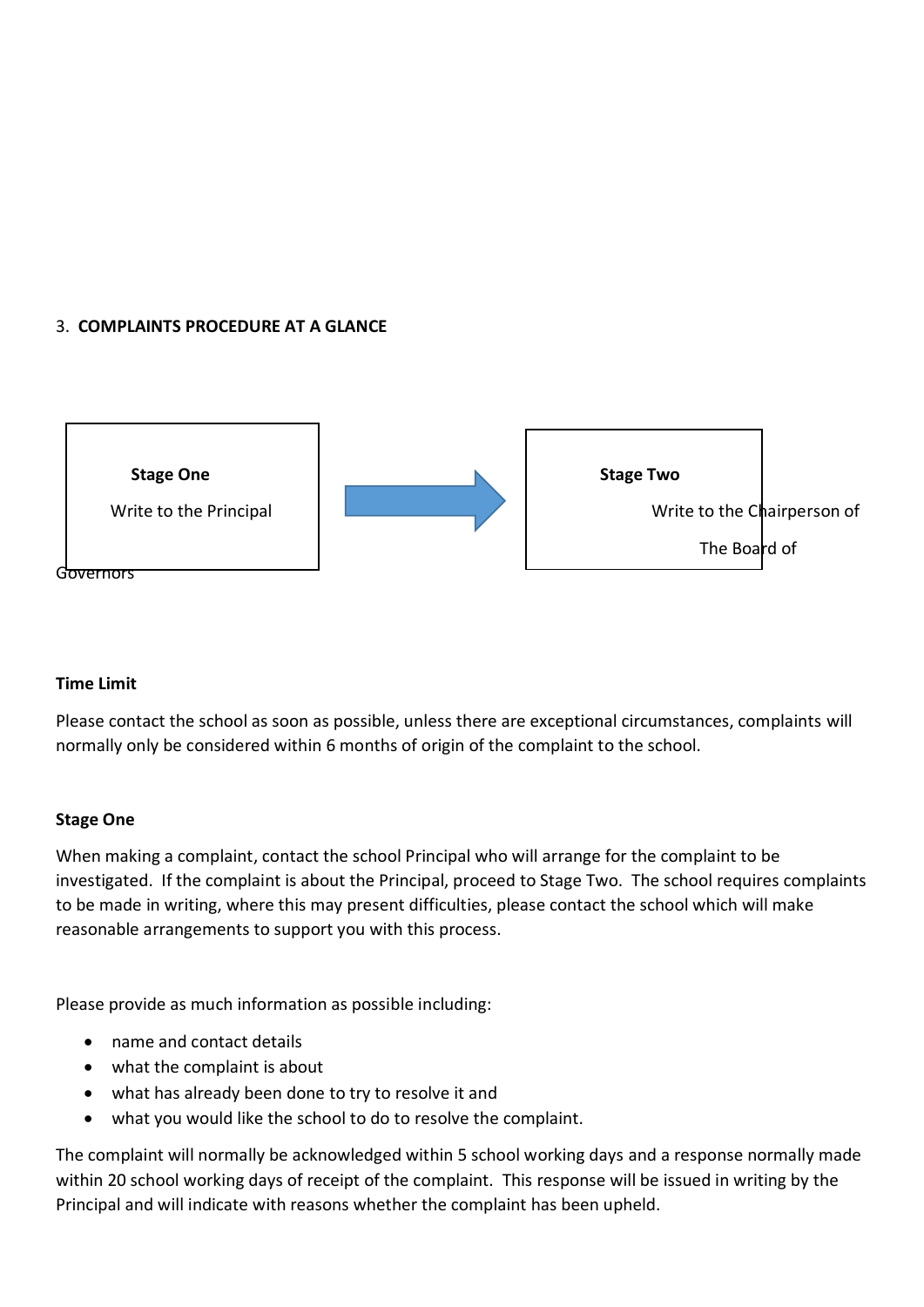3. **COMPLAINTS PROCEDURE AT A GLANCE**

**Stage One**

Write to the Principal

→

**Stage Two**

Write to the Chairperson of The Board of Governors

**Time Limit**

Please contact the school as soon as possible, unless there are exceptional circumstances, complaints will normally only be considered within 6 months of origin of the complaint to the school.

**Stage One**

When making a complaint, contact the school Principal who will arrange for the complaint to be investigated. If the complaint is about the Principal, proceed to Stage Two. The school requires complaints to be made in writing, where this may present difficulties, please contact the school which will make reasonable arrangements to support you with this process.

Please provide as much information as possible including:

- name and contact details
- what the complaint is about
- what has already been done to try to resolve it and
- what you would like the school to do to resolve the complaint.

The complaint will normally be acknowledged within 5 school working days and a response normally made within 20 school working days of receipt of the complaint. This response will be issued in writing by the Principal and will indicate with reasons whether the complaint has been upheld.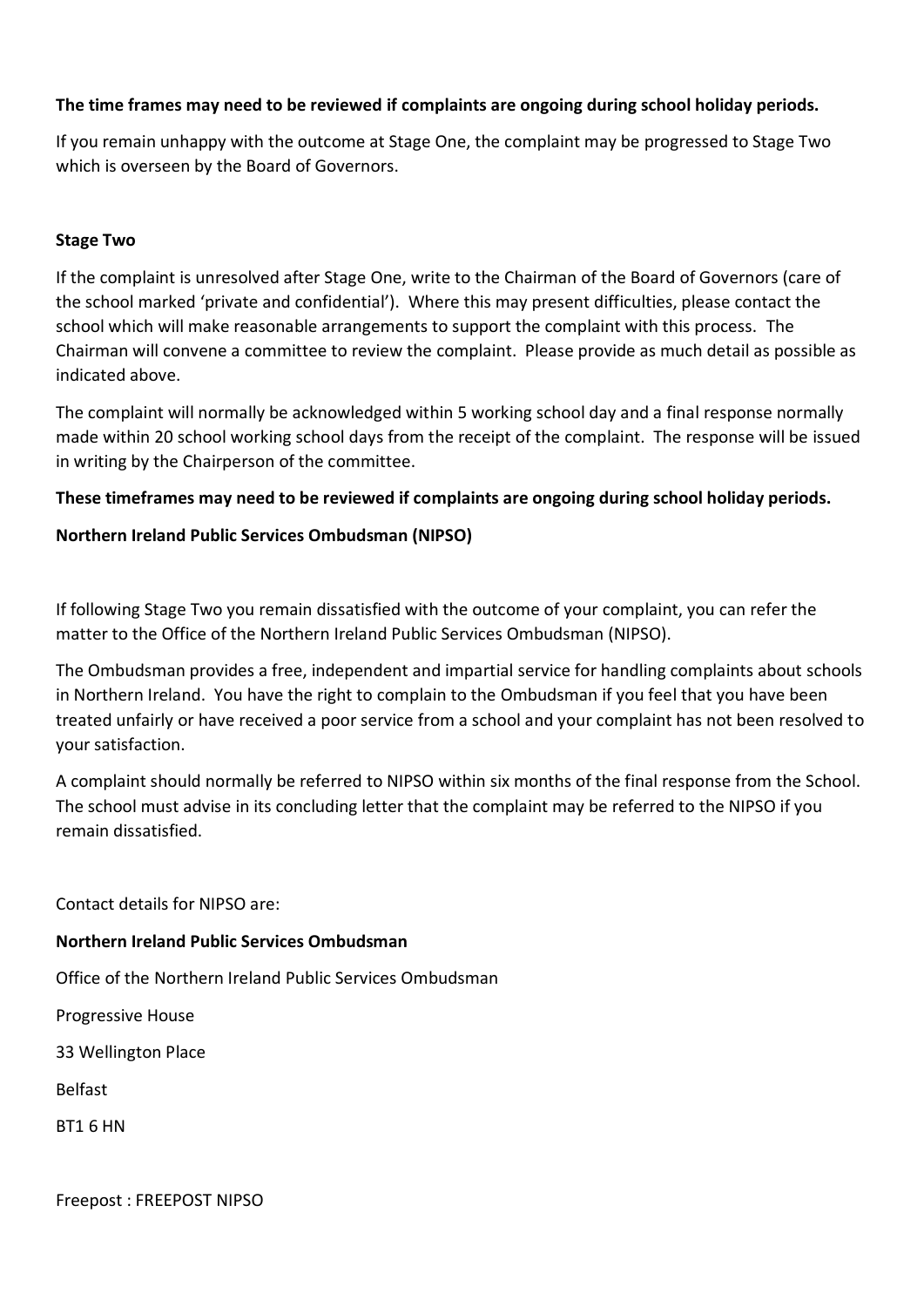**The time frames may need to be reviewed if complaints are ongoing during school holiday periods.**

If you remain unhappy with the outcome at Stage One, the complaint may be progressed to Stage Two which is overseen by the Board of Governors.

**Stage Two**

If the complaint is unresolved after Stage One, write to the Chairman of the Board of Governors (care of the school marked 'private and confidential'). Where this may present difficulties, please contact the school which will make reasonable arrangements to support the complaint with this process. The Chairman will convene a committee to review the complaint. Please provide as much detail as possible as indicated above.

The complaint will normally be acknowledged within 5 working school day and a final response normally made within 20 school working school days from the receipt of the complaint. The response will be issued in writing by the Chairperson of the committee.

**These timeframes may need to be reviewed if complaints are ongoing during school holiday periods.**

**Northern Ireland Public Services Ombudsman (NIPSO)**

If following Stage Two you remain dissatisfied with the outcome of your complaint, you can refer the matter to the Office of the Northern Ireland Public Services Ombudsman (NIPSO).

The Ombudsman provides a free, independent and impartial service for handling complaints about schools in Northern Ireland. You have the right to complain to the Ombudsman if you feel that you have been treated unfairly or have received a poor service from a school and your complaint has not been resolved to your satisfaction.

A complaint should normally be referred to NIPSO within six months of the final response from the School. The school must advise in its concluding letter that the complaint may be referred to the NIPSO if you remain dissatisfied.

Contact details for NIPSO are:

**Northern Ireland Public Services Ombudsman**

Office of the Northern Ireland Public Services Ombudsman

Progressive House

33 Wellington Place

Belfast

BT1 6 HN

Freepost : FREEPOST NIPSO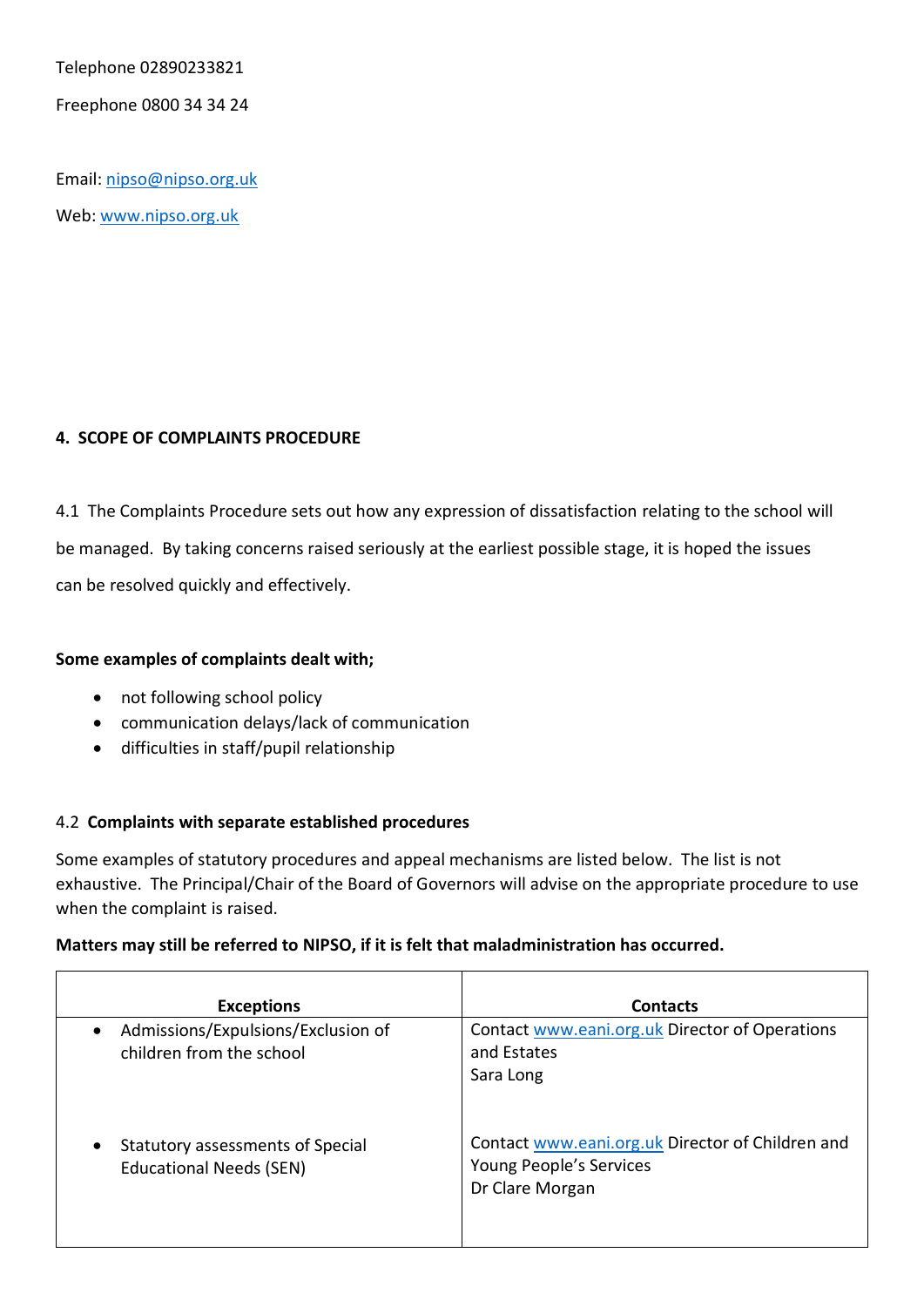Telephone 02890233821

Freephone 0800 34 34 24

Email: nipso@nipso.org.uk

Web: www.nipso.org.uk

## 4. SCOPE OF COMPLAINTS PROCEDURE

4.1 The Complaints Procedure sets out how any expression of dissatisfaction relating to the school will be managed. By taking concerns raised seriously at the earliest possible stage, it is hoped the issues can be resolved quickly and effectively.

**Some examples of complaints dealt with;**

- not following school policy
- communication delays/lack of communication
- difficulties in staff/pupil relationship

4.2 **Complaints with separate established procedures**

Some examples of statutory procedures and appeal mechanisms are listed below. The list is not exhaustive. The Principal/Chair of the Board of Governors will advise on the appropriate procedure to use when the complaint is raised.

**Matters may still be referred to NIPSO, if it is felt that maladministration has occurred.**

| Exceptions | Contacts |
| --- | --- |
| • Admissions/Expulsions/Exclusion of children from the school | Contact www.eani.org.uk Director of Operations and Estates Sara Long |
| • Statutory assessments of Special Educational Needs (SEN) | Contact www.eani.org.uk Director of Children and Young People's Services Dr Clare Morgan |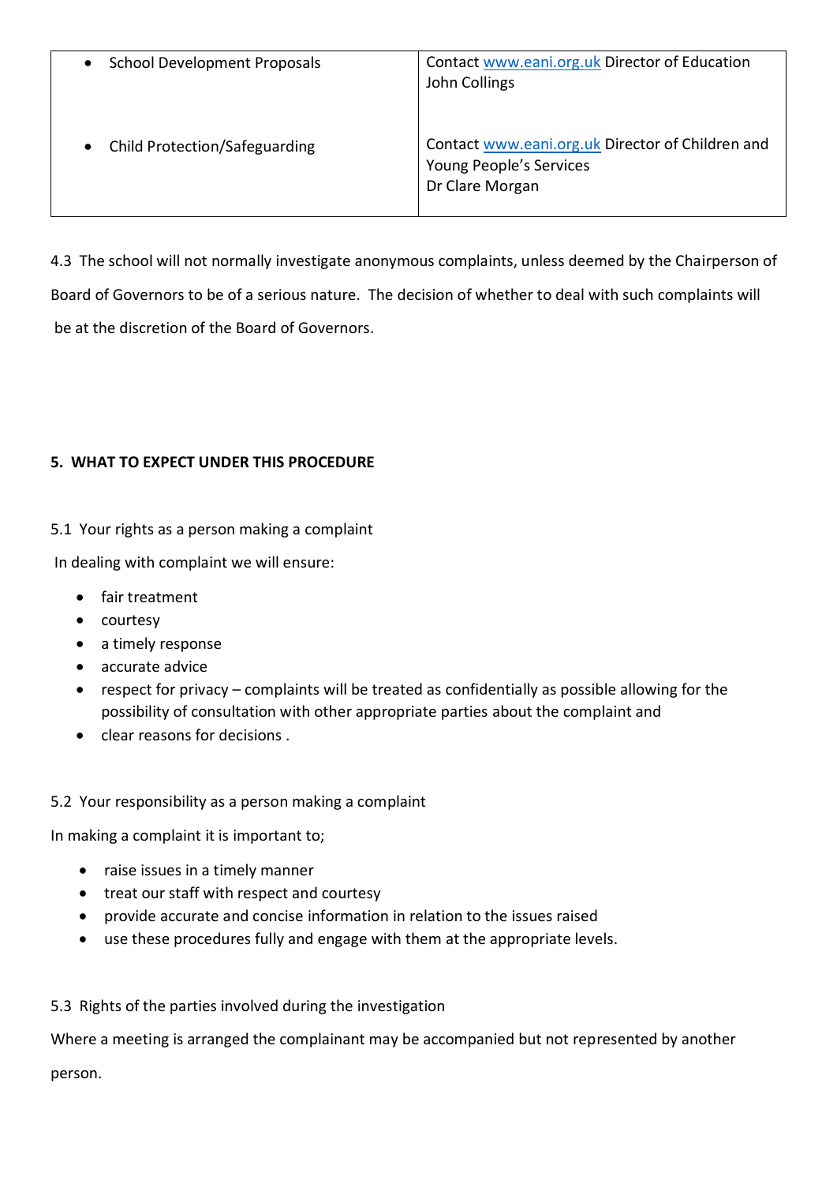| | |
|---|---|
| • School Development Proposals<br><br><br>• Child Protection/Safeguarding | Contact www.eani.org.uk Director of Education John Collings<br><br>Contact www.eani.org.uk Director of Children and Young People's Services Dr Clare Morgan |

4.3 The school will not normally investigate anonymous complaints, unless deemed by the Chairperson of Board of Governors to be of a serious nature. The decision of whether to deal with such complaints will be at the discretion of the Board of Governors.

**5. WHAT TO EXPECT UNDER THIS PROCEDURE**

5.1 Your rights as a person making a complaint

In dealing with complaint we will ensure:

- fair treatment
- courtesy
- a timely response
- accurate advice
- respect for privacy – complaints will be treated as confidentially as possible allowing for the possibility of consultation with other appropriate parties about the complaint and
- clear reasons for decisions .

5.2 Your responsibility as a person making a complaint

In making a complaint it is important to;

- raise issues in a timely manner
- treat our staff with respect and courtesy
- provide accurate and concise information in relation to the issues raised
- use these procedures fully and engage with them at the appropriate levels.

5.3 Rights of the parties involved during the investigation

Where a meeting is arranged the complainant may be accompanied but not represented by another person.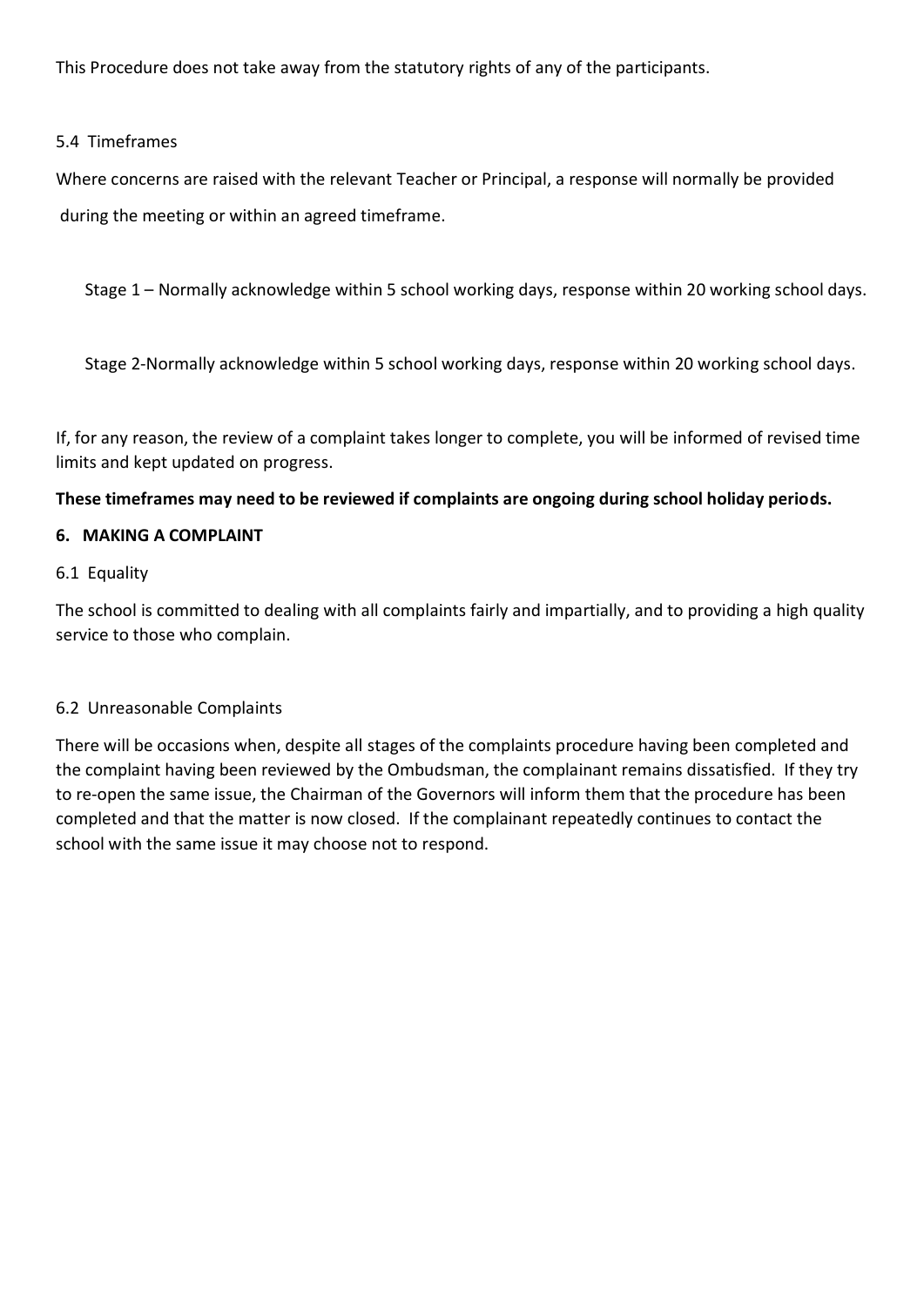This Procedure does not take away from the statutory rights of any of the participants.

5.4 Timeframes

Where concerns are raised with the relevant Teacher or Principal, a response will normally be provided during the meeting or within an agreed timeframe.

Stage 1 – Normally acknowledge within 5 school working days, response within 20 working school days.

Stage 2-Normally acknowledge within 5 school working days, response within 20 working school days.

If, for any reason, the review of a complaint takes longer to complete, you will be informed of revised time limits and kept updated on progress.

**These timeframes may need to be reviewed if complaints are ongoing during school holiday periods.**

## 6. MAKING A COMPLAINT

6.1 Equality

The school is committed to dealing with all complaints fairly and impartially, and to providing a high quality service to those who complain.

6.2 Unreasonable Complaints

There will be occasions when, despite all stages of the complaints procedure having been completed and the complaint having been reviewed by the Ombudsman, the complainant remains dissatisfied. If they try to re-open the same issue, the Chairman of the Governors will inform them that the procedure has been completed and that the matter is now closed. If the complainant repeatedly continues to contact the school with the same issue it may choose not to respond.